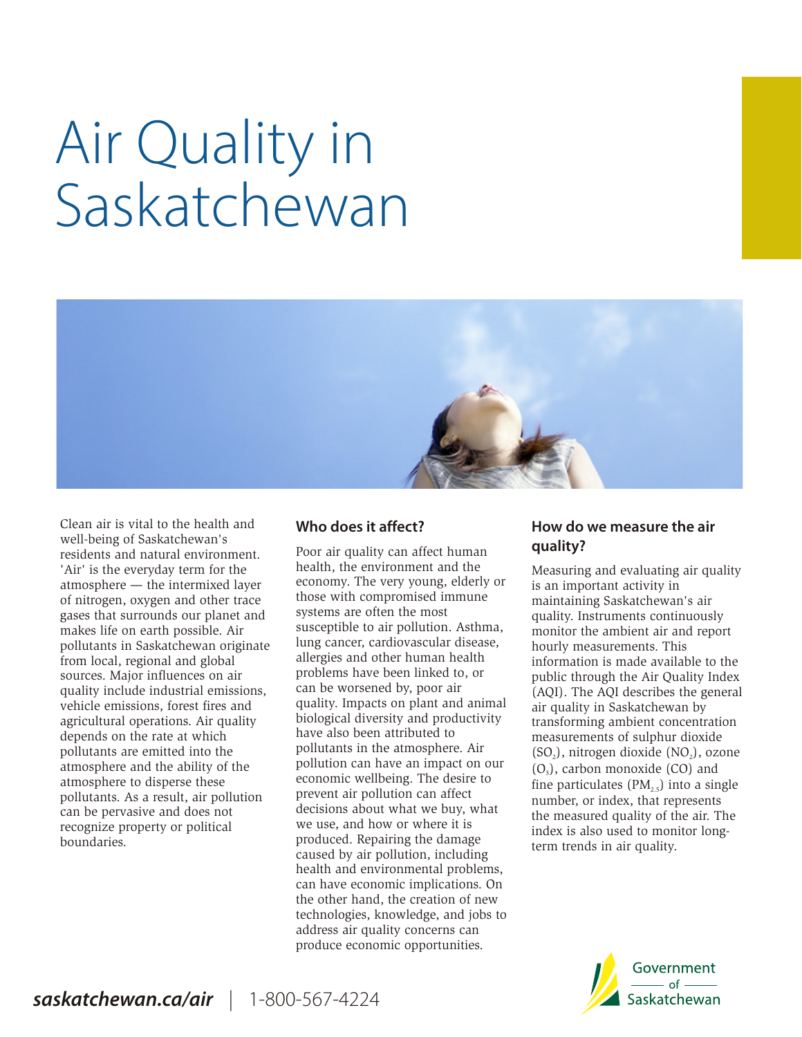# Air Quality in Saskatchewan

Clean air is vital to the health and well-being of Saskatchewan's residents and natural environment. 'Air' is the everyday term for the atmosphere — the intermixed layer of nitrogen, oxygen and other trace gases that surrounds our planet and makes life on earth possible. Air pollutants in Saskatchewan originate from local, regional and global sources. Major influences on air quality include industrial emissions, vehicle emissions, forest fires and agricultural operations. Air quality depends on the rate at which pollutants are emitted into the atmosphere and the ability of the atmosphere to disperse these pollutants. As a result, air pollution can be pervasive and does not recognize property or political boundaries.

## Who does it affect?

Poor air quality can affect human health, the environment and the economy. The very young, elderly or those with compromised immune systems are often the most susceptible to air pollution. Asthma, lung cancer, cardiovascular disease, allergies and other human health problems have been linked to, or can be worsened by, poor air quality. Impacts on plant and animal biological diversity and productivity have also been attributed to pollutants in the atmosphere. Air pollution can have an impact on our economic wellbeing. The desire to prevent air pollution can affect decisions about what we buy, what we use, and how or where it is produced. Repairing the damage caused by air pollution, including health and environmental problems, can have economic implications. On the other hand, the creation of new technologies, knowledge, and jobs to address air quality concerns can produce economic opportunities.

## How do we measure the air quality?

Measuring and evaluating air quality is an important activity in maintaining Saskatchewan's air quality. Instruments continuously monitor the ambient air and report hourly measurements. This information is made available to the public through the Air Quality Index (AQI). The AQI describes the general air quality in Saskatchewan by transforming ambient concentration measurements of sulphur dioxide ($SO_2$), nitrogen dioxide ($NO_2$), ozone ($O_3$), carbon monoxide (CO) and fine particulates ($PM_{2.5}$) into a single number, or index, that represents the measured quality of the air. The index is also used to monitor long-term trends in air quality.

***saskatchewan.ca/air*** | 1-800-567-4224

Government of Saskatchewan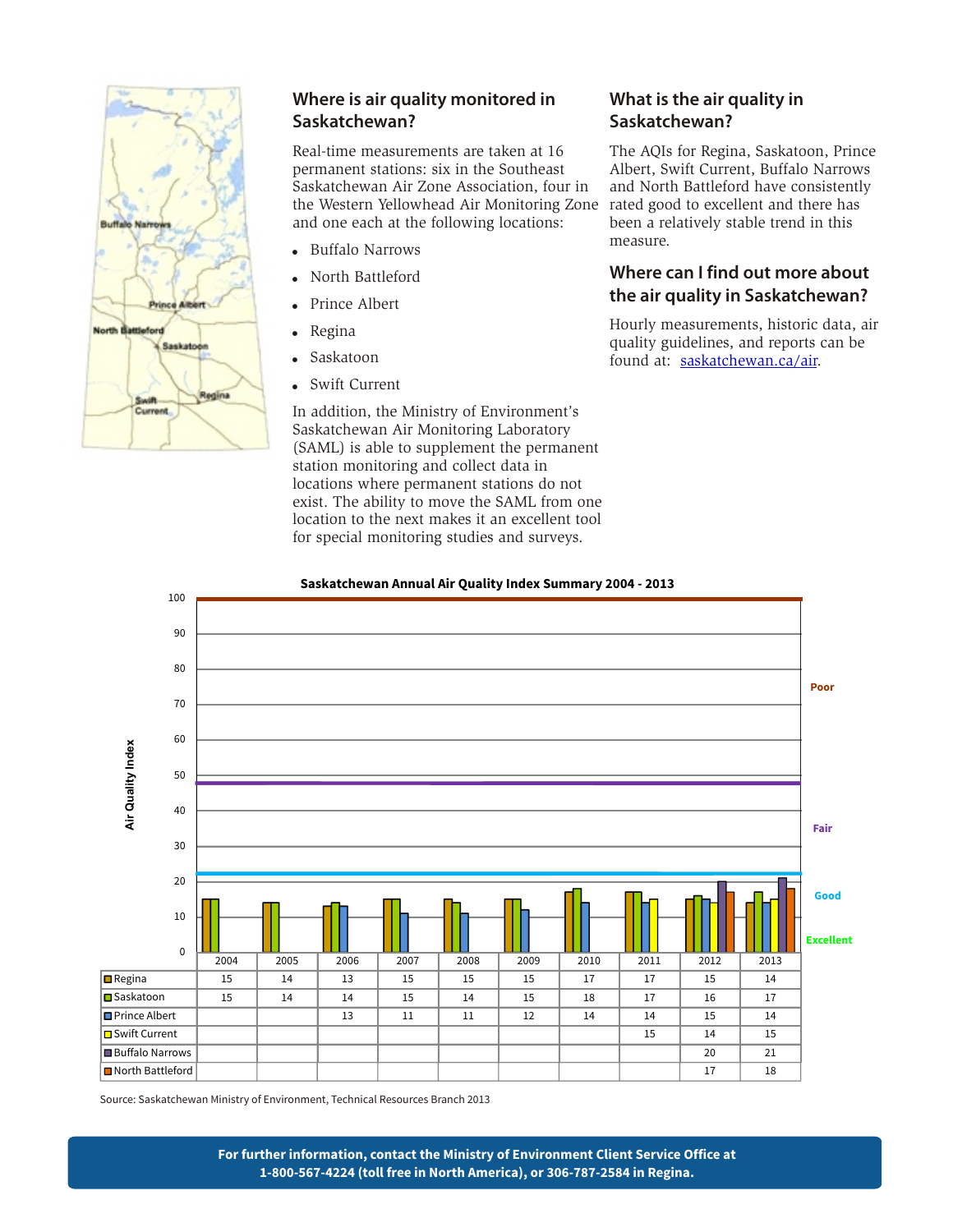## Where is air quality monitored in Saskatchewan?

Real-time measurements are taken at 16 permanent stations: six in the Southeast Saskatchewan Air Zone Association, four in the Western Yellowhead Air Monitoring Zone and one each at the following locations:

- Buffalo Narrows
- North Battleford
- Prince Albert
- Regina
- Saskatoon
- Swift Current

In addition, the Ministry of Environment's Saskatchewan Air Monitoring Laboratory (SAML) is able to supplement the permanent station monitoring and collect data in locations where permanent stations do not exist. The ability to move the SAML from one location to the next makes it an excellent tool for special monitoring studies and surveys.

## What is the air quality in Saskatchewan?

The AQIs for Regina, Saskatoon, Prince Albert, Swift Current, Buffalo Narrows and North Battleford have consistently rated good to excellent and there has been a relatively stable trend in this measure.

## Where can I find out more about the air quality in Saskatchewan?

Hourly measurements, historic data, air quality guidelines, and reports can be found at: [saskatchewan.ca/air](saskatchewan.ca/air).

**Saskatchewan Annual Air Quality Index Summary 2004 - 2013**

Air Quality Index

0
10
20
30
40
50
60
70
80
90
100

Poor
Fair
Good
Excellent

| | 2004 | 2005 | 2006 | 2007 | 2008 | 2009 | 2010 | 2011 | 2012 | 2013 |
|---|---|---|---|---|---|---|---|---|---|---|
| Regina | 15 | 14 | 13 | 15 | 15 | 15 | 17 | 17 | 15 | 14 |
| Saskatoon | 15 | 14 | 14 | 15 | 14 | 15 | 18 | 17 | 16 | 17 |
| Prince Albert | | | 13 | 11 | 11 | 12 | 14 | 14 | 15 | 14 |
| Swift Current | | | | | | | | 15 | 14 | 15 |
| Buffalo Narrows | | | | | | | | | 20 | 21 |
| North Battleford | | | | | | | | | 17 | 18 |

Source: Saskatchewan Ministry of Environment, Technical Resources Branch 2013

**For further information, contact the Ministry of Environment Client Service Office at 1-800-567-4224 (toll free in North America), or 306-787-2584 in Regina.**